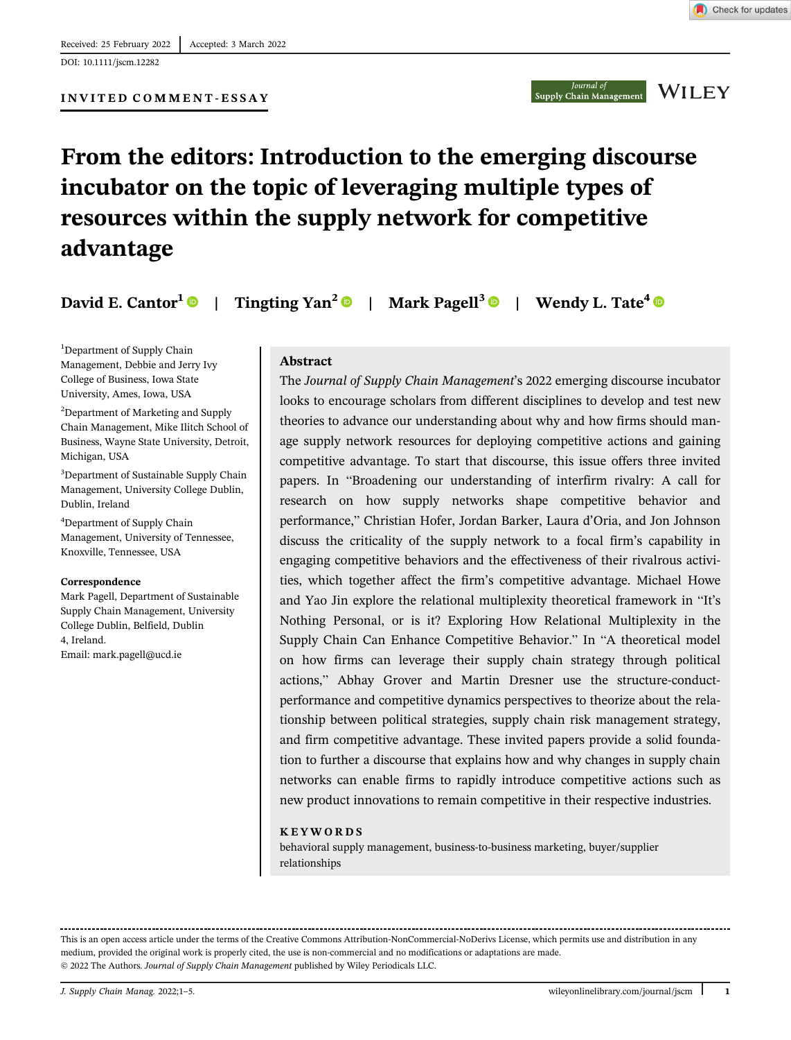Received: 25 February 2022 | Accepted: 3 March 2022

DOI: 10.1111/jscm.12282

INVITED COMMENT-ESSAY

# From the editors: Introduction to the emerging discourse incubator on the topic of leveraging multiple types of resources within the supply network for competitive advantage

David E. Cantor[1] | Tingting Yan[2] | Mark Pagell[3] | Wendy L. Tate[4]

[1]Department of Supply Chain Management, Debbie and Jerry Ivy College of Business, Iowa State University, Ames, Iowa, USA

[2]Department of Marketing and Supply Chain Management, Mike Ilitch School of Business, Wayne State University, Detroit, Michigan, USA

[3]Department of Sustainable Supply Chain Management, University College Dublin, Dublin, Ireland

[4]Department of Supply Chain Management, University of Tennessee, Knoxville, Tennessee, USA

**Correspondence**
Mark Pagell, Department of Sustainable Supply Chain Management, University College Dublin, Belfield, Dublin 4, Ireland.
Email: mark.pagell@ucd.ie

## Abstract

The *Journal of Supply Chain Management*'s 2022 emerging discourse incubator looks to encourage scholars from different disciplines to develop and test new theories to advance our understanding about why and how firms should manage supply network resources for deploying competitive actions and gaining competitive advantage. To start that discourse, this issue offers three invited papers. In "Broadening our understanding of interfirm rivalry: A call for research on how supply networks shape competitive behavior and performance," Christian Hofer, Jordan Barker, Laura d'Oria, and Jon Johnson discuss the criticality of the supply network to a focal firm's capability in engaging competitive behaviors and the effectiveness of their rivalrous activities, which together affect the firm's competitive advantage. Michael Howe and Yao Jin explore the relational multiplexity theoretical framework in "It's Nothing Personal, or is it? Exploring How Relational Multiplexity in the Supply Chain Can Enhance Competitive Behavior." In "A theoretical model on how firms can leverage their supply chain strategy through political actions," Abhay Grover and Martin Dresner use the structure-conduct-performance and competitive dynamics perspectives to theorize about the relationship between political strategies, supply chain risk management strategy, and firm competitive advantage. These invited papers provide a solid foundation to further a discourse that explains how and why changes in supply chain networks can enable firms to rapidly introduce competitive actions such as new product innovations to remain competitive in their respective industries.

**KEYWORDS**

behavioral supply management, business-to-business marketing, buyer/supplier relationships

This is an open access article under the terms of the Creative Commons Attribution-NonCommercial-NoDerivs License, which permits use and distribution in any medium, provided the original work is properly cited, the use is non-commercial and no modifications or adaptations are made.
© 2022 The Authors. *Journal of Supply Chain Management* published by Wiley Periodicals LLC.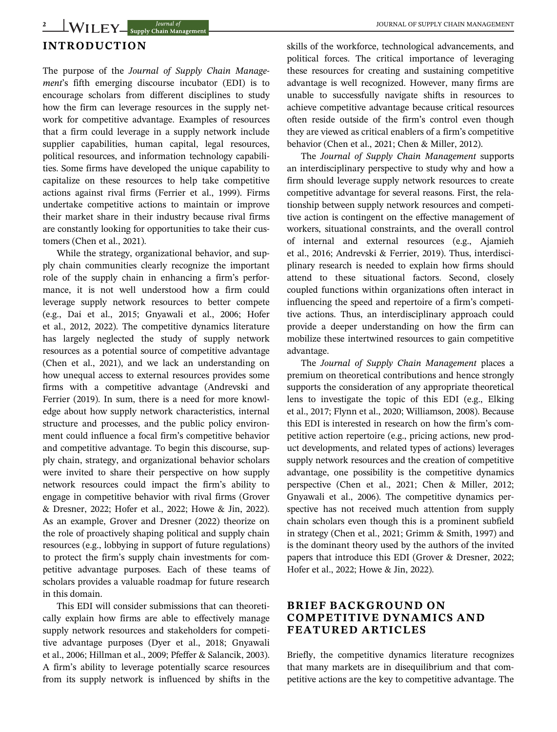## INTRODUCTION

The purpose of the *Journal of Supply Chain Management*'s fifth emerging discourse incubator (EDI) is to encourage scholars from different disciplines to study how the firm can leverage resources in the supply network for competitive advantage. Examples of resources that a firm could leverage in a supply network include supplier capabilities, human capital, legal resources, political resources, and information technology capabilities. Some firms have developed the unique capability to capitalize on these resources to help take competitive actions against rival firms (Ferrier et al., 1999). Firms undertake competitive actions to maintain or improve their market share in their industry because rival firms are constantly looking for opportunities to take their customers (Chen et al., 2021).

While the strategy, organizational behavior, and supply chain communities clearly recognize the important role of the supply chain in enhancing a firm's performance, it is not well understood how a firm could leverage supply network resources to better compete (e.g., Dai et al., 2015; Gnyawali et al., 2006; Hofer et al., 2012, 2022). The competitive dynamics literature has largely neglected the study of supply network resources as a potential source of competitive advantage (Chen et al., 2021), and we lack an understanding on how unequal access to external resources provides some firms with a competitive advantage (Andrevski and Ferrier (2019). In sum, there is a need for more knowledge about how supply network characteristics, internal structure and processes, and the public policy environment could influence a focal firm's competitive behavior and competitive advantage. To begin this discourse, supply chain, strategy, and organizational behavior scholars were invited to share their perspective on how supply network resources could impact the firm's ability to engage in competitive behavior with rival firms (Grover & Dresner, 2022; Hofer et al., 2022; Howe & Jin, 2022). As an example, Grover and Dresner (2022) theorize on the role of proactively shaping political and supply chain resources (e.g., lobbying in support of future regulations) to protect the firm's supply chain investments for competitive advantage purposes. Each of these teams of scholars provides a valuable roadmap for future research in this domain.

This EDI will consider submissions that can theoretically explain how firms are able to effectively manage supply network resources and stakeholders for competitive advantage purposes (Dyer et al., 2018; Gnyawali et al., 2006; Hillman et al., 2009; Pfeffer & Salancik, 2003). A firm's ability to leverage potentially scarce resources from its supply network is influenced by shifts in the skills of the workforce, technological advancements, and political forces. The critical importance of leveraging these resources for creating and sustaining competitive advantage is well recognized. However, many firms are unable to successfully navigate shifts in resources to achieve competitive advantage because critical resources often reside outside of the firm's control even though they are viewed as critical enablers of a firm's competitive behavior (Chen et al., 2021; Chen & Miller, 2012).

The *Journal of Supply Chain Management* supports an interdisciplinary perspective to study why and how a firm should leverage supply network resources to create competitive advantage for several reasons. First, the relationship between supply network resources and competitive action is contingent on the effective management of workers, situational constraints, and the overall control of internal and external resources (e.g., Ajamieh et al., 2016; Andrevski & Ferrier, 2019). Thus, interdisciplinary research is needed to explain how firms should attend to these situational factors. Second, closely coupled functions within organizations often interact in influencing the speed and repertoire of a firm's competitive actions. Thus, an interdisciplinary approach could provide a deeper understanding on how the firm can mobilize these intertwined resources to gain competitive advantage.

The *Journal of Supply Chain Management* places a premium on theoretical contributions and hence strongly supports the consideration of any appropriate theoretical lens to investigate the topic of this EDI (e.g., Elking et al., 2017; Flynn et al., 2020; Williamson, 2008). Because this EDI is interested in research on how the firm's competitive action repertoire (e.g., pricing actions, new product developments, and related types of actions) leverages supply network resources and the creation of competitive advantage, one possibility is the competitive dynamics perspective (Chen et al., 2021; Chen & Miller, 2012; Gnyawali et al., 2006). The competitive dynamics perspective has not received much attention from supply chain scholars even though this is a prominent subfield in strategy (Chen et al., 2021; Grimm & Smith, 1997) and is the dominant theory used by the authors of the invited papers that introduce this EDI (Grover & Dresner, 2022; Hofer et al., 2022; Howe & Jin, 2022).

## BRIEF BACKGROUND ON COMPETITIVE DYNAMICS AND FEATURED ARTICLES

Briefly, the competitive dynamics literature recognizes that many markets are in disequilibrium and that competitive actions are the key to competitive advantage. The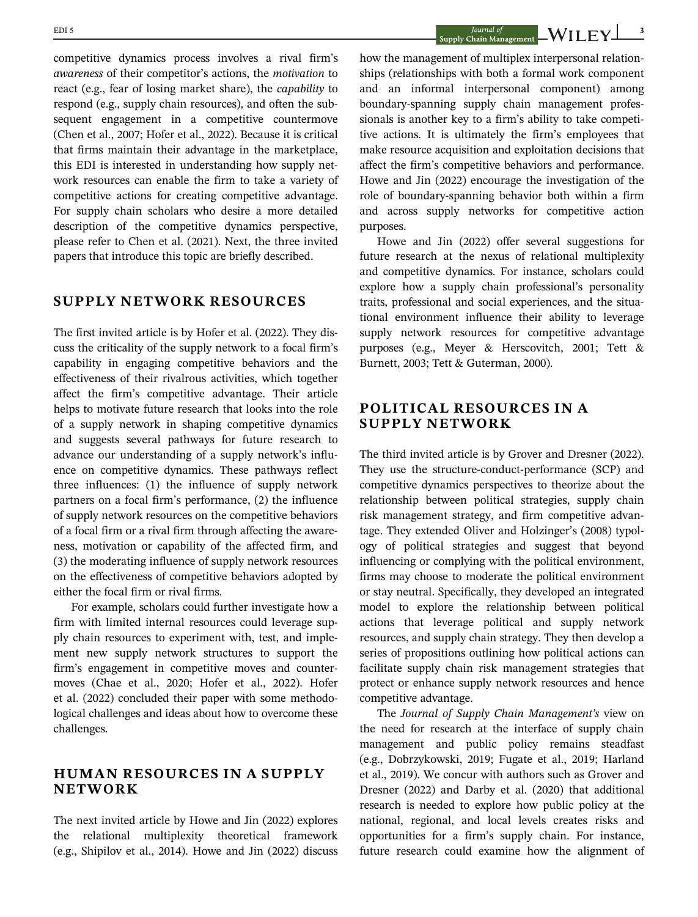competitive dynamics process involves a rival firm's *awareness* of their competitor's actions, the *motivation* to react (e.g., fear of losing market share), the *capability* to respond (e.g., supply chain resources), and often the subsequent engagement in a competitive countermove (Chen et al., 2007; Hofer et al., 2022). Because it is critical that firms maintain their advantage in the marketplace, this EDI is interested in understanding how supply network resources can enable the firm to take a variety of competitive actions for creating competitive advantage. For supply chain scholars who desire a more detailed description of the competitive dynamics perspective, please refer to Chen et al. (2021). Next, the three invited papers that introduce this topic are briefly described.

## SUPPLY NETWORK RESOURCES

The first invited article is by Hofer et al. (2022). They discuss the criticality of the supply network to a focal firm's capability in engaging competitive behaviors and the effectiveness of their rivalrous activities, which together affect the firm's competitive advantage. Their article helps to motivate future research that looks into the role of a supply network in shaping competitive dynamics and suggests several pathways for future research to advance our understanding of a supply network's influence on competitive dynamics. These pathways reflect three influences: (1) the influence of supply network partners on a focal firm's performance, (2) the influence of supply network resources on the competitive behaviors of a focal firm or a rival firm through affecting the awareness, motivation or capability of the affected firm, and (3) the moderating influence of supply network resources on the effectiveness of competitive behaviors adopted by either the focal firm or rival firms.

For example, scholars could further investigate how a firm with limited internal resources could leverage supply chain resources to experiment with, test, and implement new supply network structures to support the firm's engagement in competitive moves and countermoves (Chae et al., 2020; Hofer et al., 2022). Hofer et al. (2022) concluded their paper with some methodological challenges and ideas about how to overcome these challenges.

## HUMAN RESOURCES IN A SUPPLY NETWORK

The next invited article by Howe and Jin (2022) explores the relational multiplexity theoretical framework (e.g., Shipilov et al., 2014). Howe and Jin (2022) discuss how the management of multiplex interpersonal relationships (relationships with both a formal work component and an informal interpersonal component) among boundary-spanning supply chain management professionals is another key to a firm's ability to take competitive actions. It is ultimately the firm's employees that make resource acquisition and exploitation decisions that affect the firm's competitive behaviors and performance. Howe and Jin (2022) encourage the investigation of the role of boundary-spanning behavior both within a firm and across supply networks for competitive action purposes.

Howe and Jin (2022) offer several suggestions for future research at the nexus of relational multiplexity and competitive dynamics. For instance, scholars could explore how a supply chain professional's personality traits, professional and social experiences, and the situational environment influence their ability to leverage supply network resources for competitive advantage purposes (e.g., Meyer & Herscovitch, 2001; Tett & Burnett, 2003; Tett & Guterman, 2000).

## POLITICAL RESOURCES IN A SUPPLY NETWORK

The third invited article is by Grover and Dresner (2022). They use the structure-conduct-performance (SCP) and competitive dynamics perspectives to theorize about the relationship between political strategies, supply chain risk management strategy, and firm competitive advantage. They extended Oliver and Holzinger's (2008) typology of political strategies and suggest that beyond influencing or complying with the political environment, firms may choose to moderate the political environment or stay neutral. Specifically, they developed an integrated model to explore the relationship between political actions that leverage political and supply network resources, and supply chain strategy. They then develop a series of propositions outlining how political actions can facilitate supply chain risk management strategies that protect or enhance supply network resources and hence competitive advantage.

The *Journal of Supply Chain Management's* view on the need for research at the interface of supply chain management and public policy remains steadfast (e.g., Dobrzykowski, 2019; Fugate et al., 2019; Harland et al., 2019). We concur with authors such as Grover and Dresner (2022) and Darby et al. (2020) that additional research is needed to explore how public policy at the national, regional, and local levels creates risks and opportunities for a firm's supply chain. For instance, future research could examine how the alignment of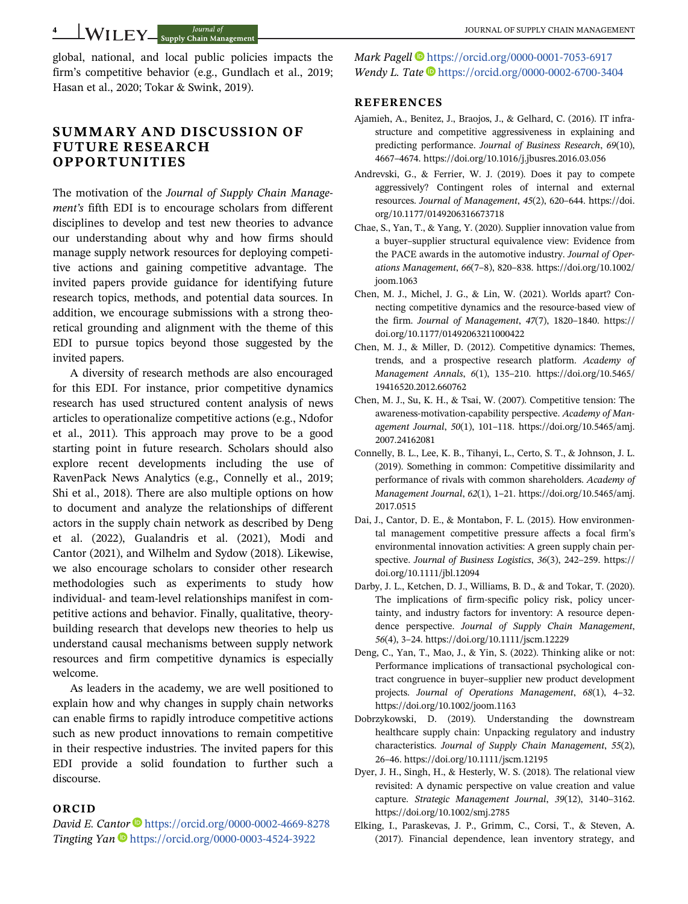global, national, and local public policies impacts the firm's competitive behavior (e.g., Gundlach et al., 2019; Hasan et al., 2020; Tokar & Swink, 2019).

## SUMMARY AND DISCUSSION OF FUTURE RESEARCH OPPORTUNITIES

The motivation of the *Journal of Supply Chain Management's* fifth EDI is to encourage scholars from different disciplines to develop and test new theories to advance our understanding about why and how firms should manage supply network resources for deploying competitive actions and gaining competitive advantage. The invited papers provide guidance for identifying future research topics, methods, and potential data sources. In addition, we encourage submissions with a strong theoretical grounding and alignment with the theme of this EDI to pursue topics beyond those suggested by the invited papers.

A diversity of research methods are also encouraged for this EDI. For instance, prior competitive dynamics research has used structured content analysis of news articles to operationalize competitive actions (e.g., Ndofor et al., 2011). This approach may prove to be a good starting point in future research. Scholars should also explore recent developments including the use of RavenPack News Analytics (e.g., Connelly et al., 2019; Shi et al., 2018). There are also multiple options on how to document and analyze the relationships of different actors in the supply chain network as described by Deng et al. (2022), Gualandris et al. (2021), Modi and Cantor (2021), and Wilhelm and Sydow (2018). Likewise, we also encourage scholars to consider other research methodologies such as experiments to study how individual- and team-level relationships manifest in competitive actions and behavior. Finally, qualitative, theory-building research that develops new theories to help us understand causal mechanisms between supply network resources and firm competitive dynamics is especially welcome.

As leaders in the academy, we are well positioned to explain how and why changes in supply chain networks can enable firms to rapidly introduce competitive actions such as new product innovations to remain competitive in their respective industries. The invited papers for this EDI provide a solid foundation to further such a discourse.

## ORCID

*David E. Cantor* https://orcid.org/0000-0002-4669-8278
*Tingting Yan* https://orcid.org/0000-0003-4524-3922
*Mark Pagell* https://orcid.org/0000-0001-7053-6917
*Wendy L. Tate* https://orcid.org/0000-0002-6700-3404

## REFERENCES

Ajamieh, A., Benitez, J., Braojos, J., & Gelhard, C. (2016). IT infrastructure and competitive aggressiveness in explaining and predicting performance. *Journal of Business Research*, *69*(10), 4667–4674. https://doi.org/10.1016/j.jbusres.2016.03.056

Andrevski, G., & Ferrier, W. J. (2019). Does it pay to compete aggressively? Contingent roles of internal and external resources. *Journal of Management*, *45*(2), 620–644. https://doi.org/10.1177/0149206316673718

Chae, S., Yan, T., & Yang, Y. (2020). Supplier innovation value from a buyer–supplier structural equivalence view: Evidence from the PACE awards in the automotive industry. *Journal of Operations Management*, *66*(7–8), 820–838. https://doi.org/10.1002/joom.1063

Chen, M. J., Michel, J. G., & Lin, W. (2021). Worlds apart? Connecting competitive dynamics and the resource-based view of the firm. *Journal of Management*, *47*(7), 1820–1840. https://doi.org/10.1177/01492063211000422

Chen, M. J., & Miller, D. (2012). Competitive dynamics: Themes, trends, and a prospective research platform. *Academy of Management Annals*, *6*(1), 135–210. https://doi.org/10.5465/19416520.2012.660762

Chen, M. J., Su, K. H., & Tsai, W. (2007). Competitive tension: The awareness-motivation-capability perspective. *Academy of Management Journal*, *50*(1), 101–118. https://doi.org/10.5465/amj.2007.24162081

Connelly, B. L., Lee, K. B., Tihanyi, L., Certo, S. T., & Johnson, J. L. (2019). Something in common: Competitive dissimilarity and performance of rivals with common shareholders. *Academy of Management Journal*, *62*(1), 1–21. https://doi.org/10.5465/amj.2017.0515

Dai, J., Cantor, D. E., & Montabon, F. L. (2015). How environmental management competitive pressure affects a focal firm's environmental innovation activities: A green supply chain perspective. *Journal of Business Logistics*, *36*(3), 242–259. https://doi.org/10.1111/jbl.12094

Darby, J. L., Ketchen, D. J., Williams, B. D., & and Tokar, T. (2020). The implications of firm-specific policy risk, policy uncertainty, and industry factors for inventory: A resource dependence perspective. *Journal of Supply Chain Management*, *56*(4), 3–24. https://doi.org/10.1111/jscm.12229

Deng, C., Yan, T., Mao, J., & Yin, S. (2022). Thinking alike or not: Performance implications of transactional psychological contract congruence in buyer–supplier new product development projects. *Journal of Operations Management*, *68*(1), 4–32. https://doi.org/10.1002/joom.1163

Dobrzykowski, D. (2019). Understanding the downstream healthcare supply chain: Unpacking regulatory and industry characteristics. *Journal of Supply Chain Management*, *55*(2), 26–46. https://doi.org/10.1111/jscm.12195

Dyer, J. H., Singh, H., & Hesterly, W. S. (2018). The relational view revisited: A dynamic perspective on value creation and value capture. *Strategic Management Journal*, *39*(12), 3140–3162. https://doi.org/10.1002/smj.2785

Elking, I., Paraskevas, J. P., Grimm, C., Corsi, T., & Steven, A. (2017). Financial dependence, lean inventory strategy, and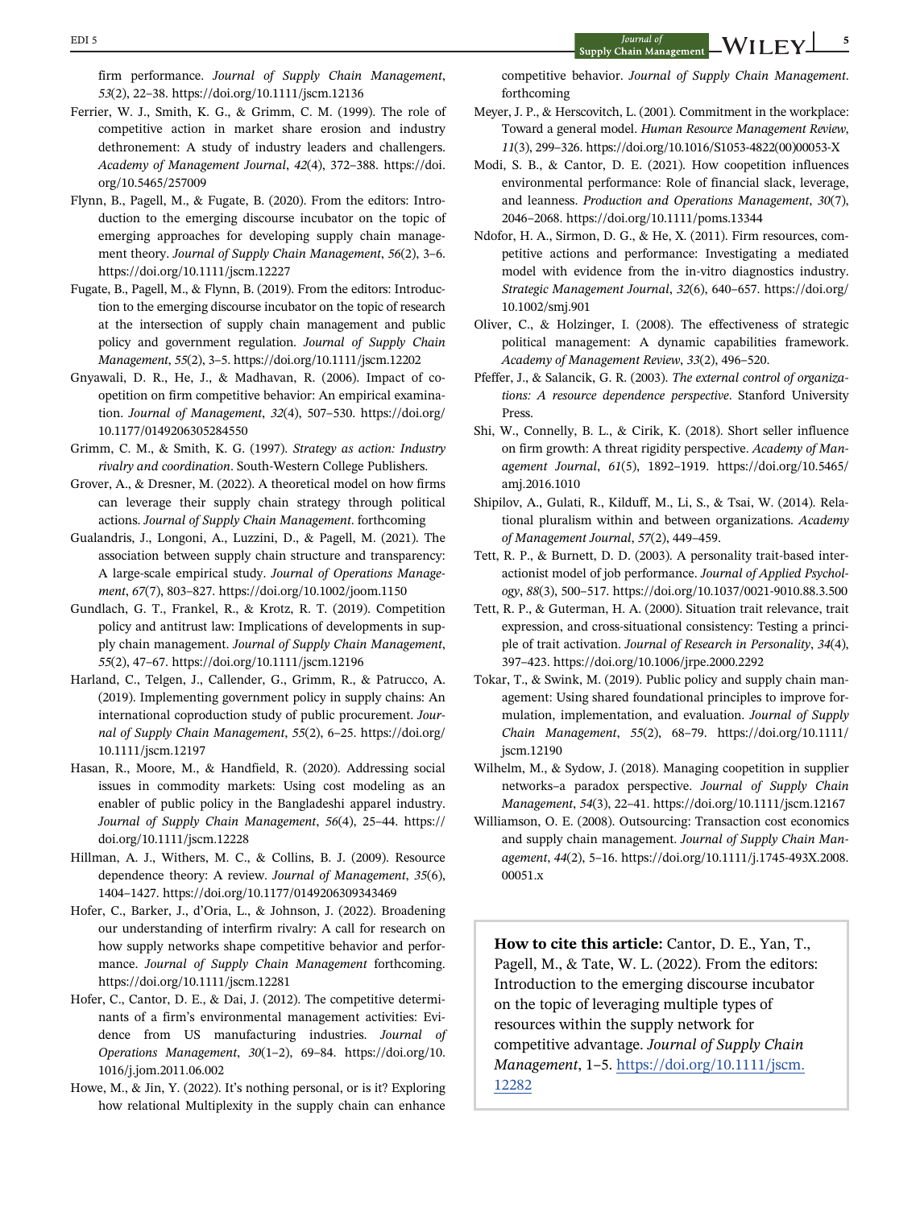firm performance. *Journal of Supply Chain Management*, *53*(2), 22–38. https://doi.org/10.1111/jscm.12136

Ferrier, W. J., Smith, K. G., & Grimm, C. M. (1999). The role of competitive action in market share erosion and industry dethronement: A study of industry leaders and challengers. *Academy of Management Journal*, *42*(4), 372–388. https://doi.org/10.5465/257009

Flynn, B., Pagell, M., & Fugate, B. (2020). From the editors: Introduction to the emerging discourse incubator on the topic of emerging approaches for developing supply chain management theory. *Journal of Supply Chain Management*, *56*(2), 3–6. https://doi.org/10.1111/jscm.12227

Fugate, B., Pagell, M., & Flynn, B. (2019). From the editors: Introduction to the emerging discourse incubator on the topic of research at the intersection of supply chain management and public policy and government regulation. *Journal of Supply Chain Management*, *55*(2), 3–5. https://doi.org/10.1111/jscm.12202

Gnyawali, D. R., He, J., & Madhavan, R. (2006). Impact of co-opetition on firm competitive behavior: An empirical examination. *Journal of Management*, *32*(4), 507–530. https://doi.org/10.1177/0149206305284550

Grimm, C. M., & Smith, K. G. (1997). *Strategy as action: Industry rivalry and coordination*. South-Western College Publishers.

Grover, A., & Dresner, M. (2022). A theoretical model on how firms can leverage their supply chain strategy through political actions. *Journal of Supply Chain Management*. forthcoming

Gualandris, J., Longoni, A., Luzzini, D., & Pagell, M. (2021). The association between supply chain structure and transparency: A large-scale empirical study. *Journal of Operations Management*, *67*(7), 803–827. https://doi.org/10.1002/joom.1150

Gundlach, G. T., Frankel, R., & Krotz, R. T. (2019). Competition policy and antitrust law: Implications of developments in supply chain management. *Journal of Supply Chain Management*, *55*(2), 47–67. https://doi.org/10.1111/jscm.12196

Harland, C., Telgen, J., Callender, G., Grimm, R., & Patrucco, A. (2019). Implementing government policy in supply chains: An international coproduction study of public procurement. *Journal of Supply Chain Management*, *55*(2), 6–25. https://doi.org/10.1111/jscm.12197

Hasan, R., Moore, M., & Handfield, R. (2020). Addressing social issues in commodity markets: Using cost modeling as an enabler of public policy in the Bangladeshi apparel industry. *Journal of Supply Chain Management*, *56*(4), 25–44. https://doi.org/10.1111/jscm.12228

Hillman, A. J., Withers, M. C., & Collins, B. J. (2009). Resource dependence theory: A review. *Journal of Management*, *35*(6), 1404–1427. https://doi.org/10.1177/0149206309343469

Hofer, C., Barker, J., d'Oria, L., & Johnson, J. (2022). Broadening our understanding of interfirm rivalry: A call for research on how supply networks shape competitive behavior and performance. *Journal of Supply Chain Management* forthcoming. https://doi.org/10.1111/jscm.12281

Hofer, C., Cantor, D. E., & Dai, J. (2012). The competitive determinants of a firm's environmental management activities: Evidence from US manufacturing industries. *Journal of Operations Management*, *30*(1–2), 69–84. https://doi.org/10.1016/j.jom.2011.06.002

Howe, M., & Jin, Y. (2022). It's nothing personal, or is it? Exploring how relational Multiplexity in the supply chain can enhance competitive behavior. *Journal of Supply Chain Management*. forthcoming

Meyer, J. P., & Herscovitch, L. (2001). Commitment in the workplace: Toward a general model. *Human Resource Management Review*, *11*(3), 299–326. https://doi.org/10.1016/S1053-4822(00)00053-X

Modi, S. B., & Cantor, D. E. (2021). How coopetition influences environmental performance: Role of financial slack, leverage, and leanness. *Production and Operations Management*, *30*(7), 2046–2068. https://doi.org/10.1111/poms.13344

Ndofor, H. A., Sirmon, D. G., & He, X. (2011). Firm resources, competitive actions and performance: Investigating a mediated model with evidence from the in-vitro diagnostics industry. *Strategic Management Journal*, *32*(6), 640–657. https://doi.org/10.1002/smj.901

Oliver, C., & Holzinger, I. (2008). The effectiveness of strategic political management: A dynamic capabilities framework. *Academy of Management Review*, *33*(2), 496–520.

Pfeffer, J., & Salancik, G. R. (2003). *The external control of organizations: A resource dependence perspective*. Stanford University Press.

Shi, W., Connelly, B. L., & Cirik, K. (2018). Short seller influence on firm growth: A threat rigidity perspective. *Academy of Management Journal*, *61*(5), 1892–1919. https://doi.org/10.5465/amj.2016.1010

Shipilov, A., Gulati, R., Kilduff, M., Li, S., & Tsai, W. (2014). Relational pluralism within and between organizations. *Academy of Management Journal*, *57*(2), 449–459.

Tett, R. P., & Burnett, D. D. (2003). A personality trait-based interactionist model of job performance. *Journal of Applied Psychology*, *88*(3), 500–517. https://doi.org/10.1037/0021-9010.88.3.500

Tett, R. P., & Guterman, H. A. (2000). Situation trait relevance, trait expression, and cross-situational consistency: Testing a principle of trait activation. *Journal of Research in Personality*, *34*(4), 397–423. https://doi.org/10.1006/jrpe.2000.2292

Tokar, T., & Swink, M. (2019). Public policy and supply chain management: Using shared foundational principles to improve formulation, implementation, and evaluation. *Journal of Supply Chain Management*, *55*(2), 68–79. https://doi.org/10.1111/jscm.12190

Wilhelm, M., & Sydow, J. (2018). Managing coopetition in supplier networks–a paradox perspective. *Journal of Supply Chain Management*, *54*(3), 22–41. https://doi.org/10.1111/jscm.12167

Williamson, O. E. (2008). Outsourcing: Transaction cost economics and supply chain management. *Journal of Supply Chain Management*, *44*(2), 5–16. https://doi.org/10.1111/j.1745-493X.2008.00051.x

**How to cite this article:** Cantor, D. E., Yan, T., Pagell, M., & Tate, W. L. (2022). From the editors: Introduction to the emerging discourse incubator on the topic of leveraging multiple types of resources within the supply network for competitive advantage. *Journal of Supply Chain Management*, 1–5. https://doi.org/10.1111/jscm.12282